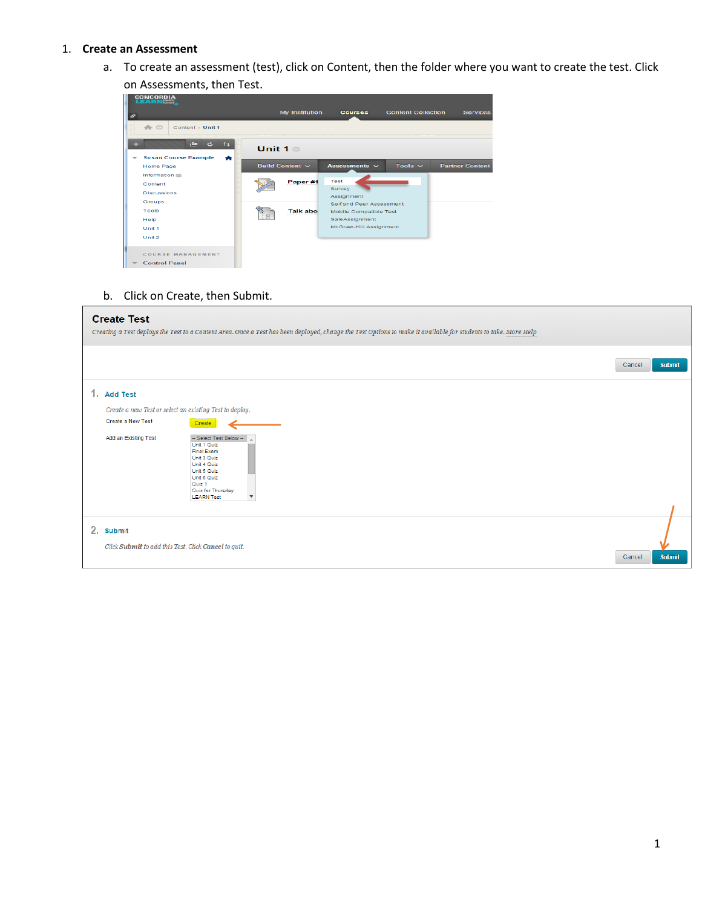1. **Create an Assessment**
   a. To create an assessment (test), click on Content, then the folder where you want to create the test. Click on Assessments, then Test.
   b. Click on Create, then Submit.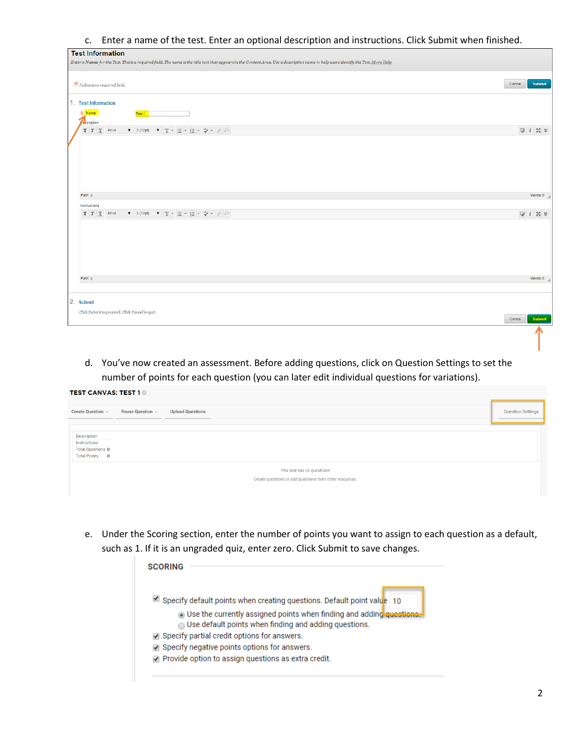c. Enter a name of the test. Enter an optional description and instructions. Click Submit when finished.

**Test Information**

*Enter a Name for the Test. This is a required field. The name is the title text that appears in the Content Area. Use a descriptive name to help users identify the Test.* More Help

\* Indicates a required field.

Cancel Submit

1. Test Information

\* Name: Test 1

Description

Path: p Words:0

Instructions

Path: p Words:0

2. Submit

*Click Submit to proceed. Click Cancel to quit.*

Cancel Submit

d. You've now created an assessment. Before adding questions, click on Question Settings to set the number of points for each question (you can later edit individual questions for variations).

**TEST CANVAS: TEST 1**

Create Question | Reuse Question | Upload Questions | Question Settings

Description
Instructions
Total Questions 0
Total Points 0

*This test has no questions!*

*Create questions or add questions from other resources.*

e. Under the Scoring section, enter the number of points you want to assign to each question as a default, such as 1. If it is an ungraded quiz, enter zero. Click Submit to save changes.

**SCORING**

- [x] Specify default points when creating questions. Default point value 10
  - (•) Use the currently assigned points when finding and adding questions.
  - ( ) Use default points when finding and adding questions.
- [x] Specify partial credit options for answers.
- [x] Specify negative points options for answers.
- [x] Provide option to assign questions as extra credit.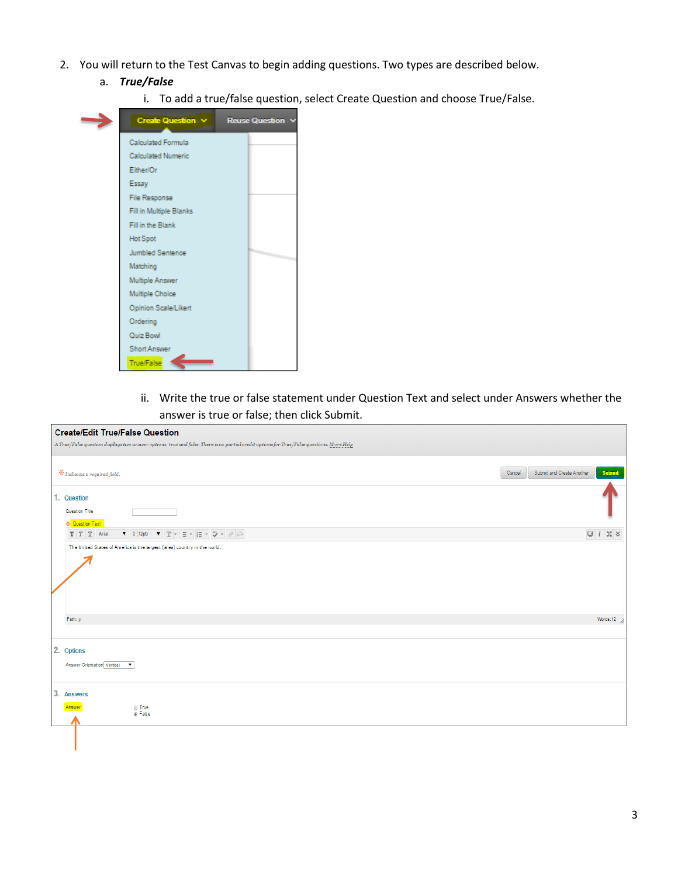2. You will return to the Test Canvas to begin adding questions. Two types are described below.
   a. ***True/False***
      i. To add a true/false question, select Create Question and choose True/False.

      ii. Write the true or false statement under Question Text and select under Answers whether the answer is true or false; then click Submit.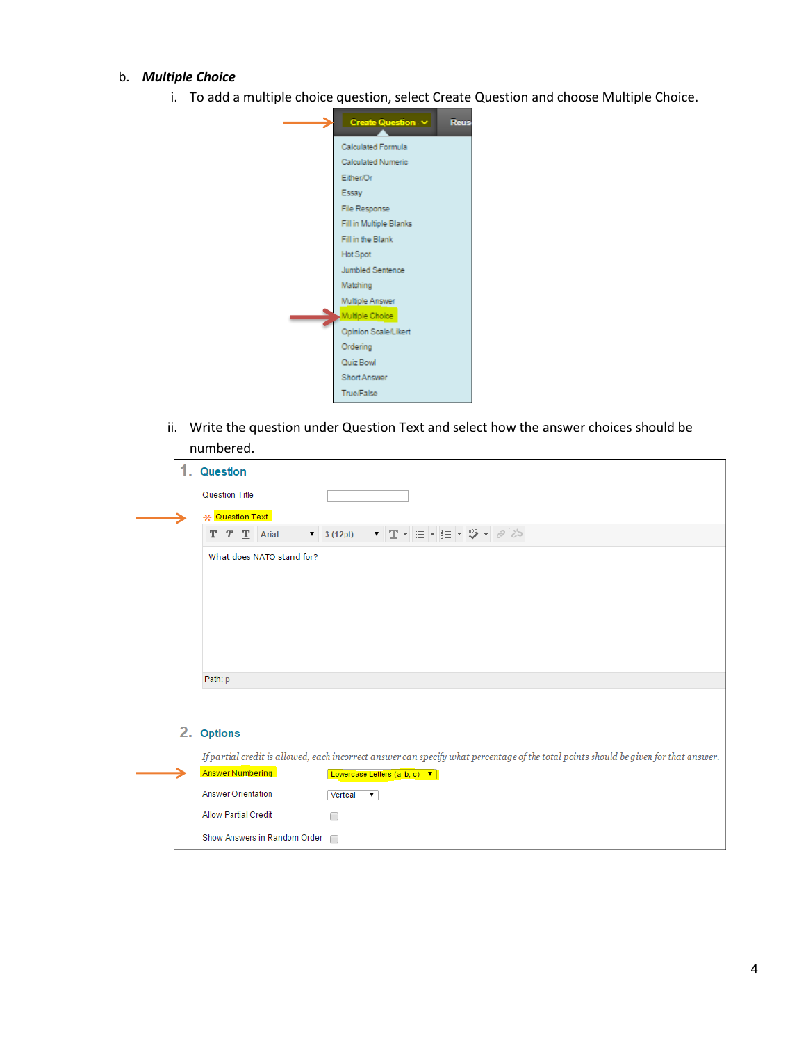b. ***Multiple Choice***

   i. To add a multiple choice question, select Create Question and choose Multiple Choice.

   ii. Write the question under Question Text and select how the answer choices should be numbered.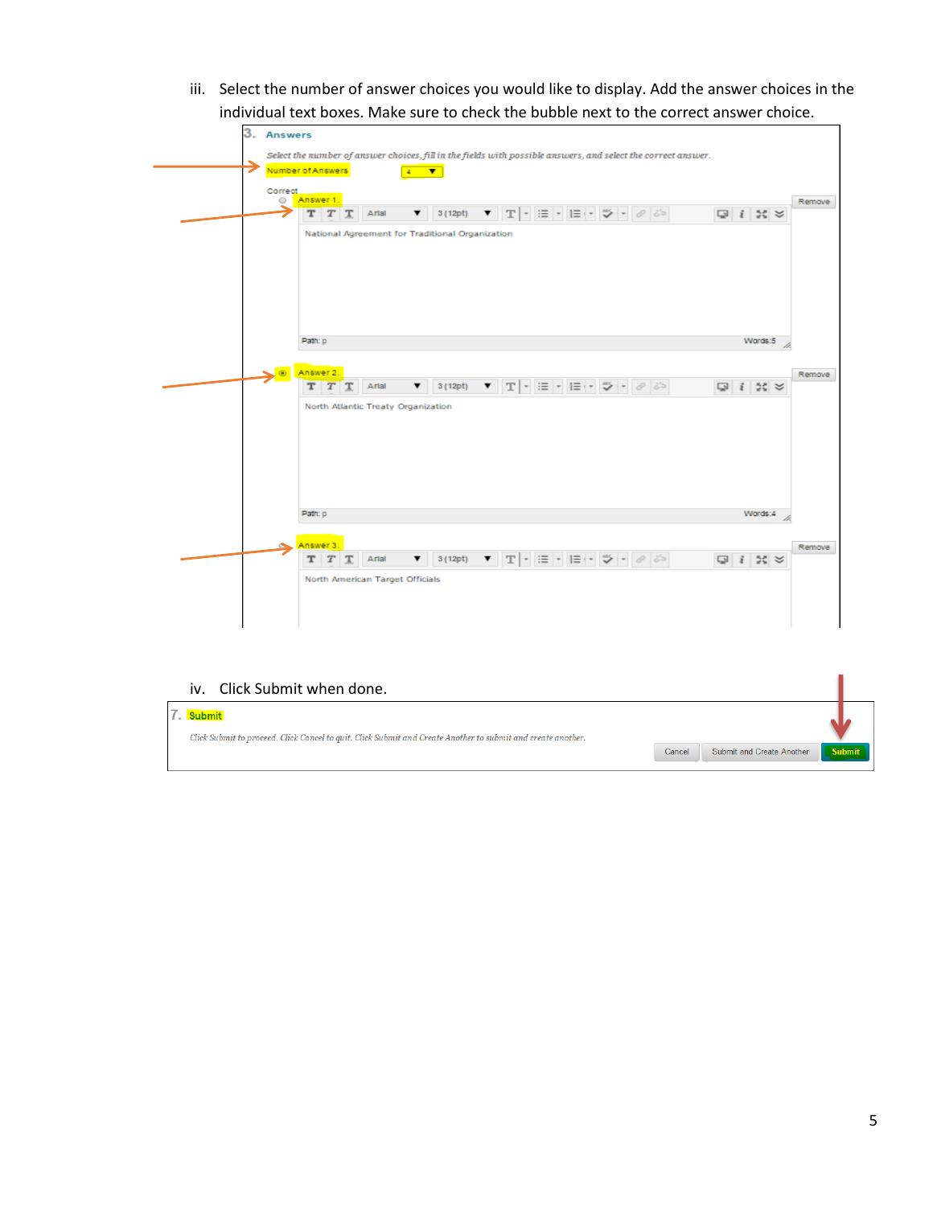iii. Select the number of answer choices you would like to display. Add the answer choices in the individual text boxes. Make sure to check the bubble next to the correct answer choice.

3. Answers

*Select the number of answer choices, fill in the fields with possible answers, and select the correct answer.*

Number of Answers 4

Correct

Answer 1. National Agreement for Traditional Organization

Answer 2. North Atlantic Treaty Organization

Answer 3. North American Target Officials

iv. Click Submit when done.

7. Submit

*Click Submit to proceed. Click Cancel to quit. Click Submit and Create Another to submit and create another.*

Cancel | Submit and Create Another | Submit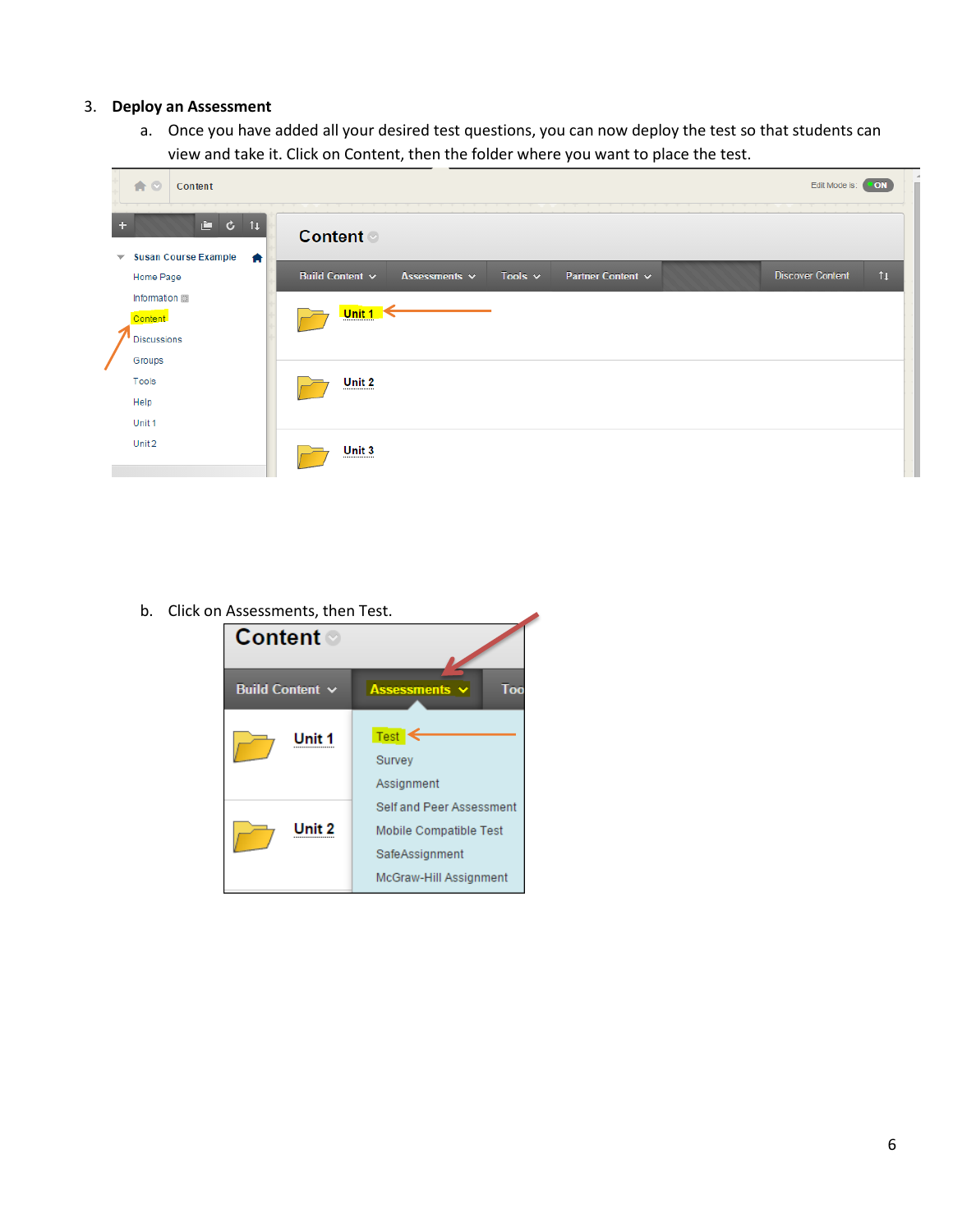3. **Deploy an Assessment**
    a. Once you have added all your desired test questions, you can now deploy the test so that students can view and take it. Click on Content, then the folder where you want to place the test.

    b. Click on Assessments, then Test.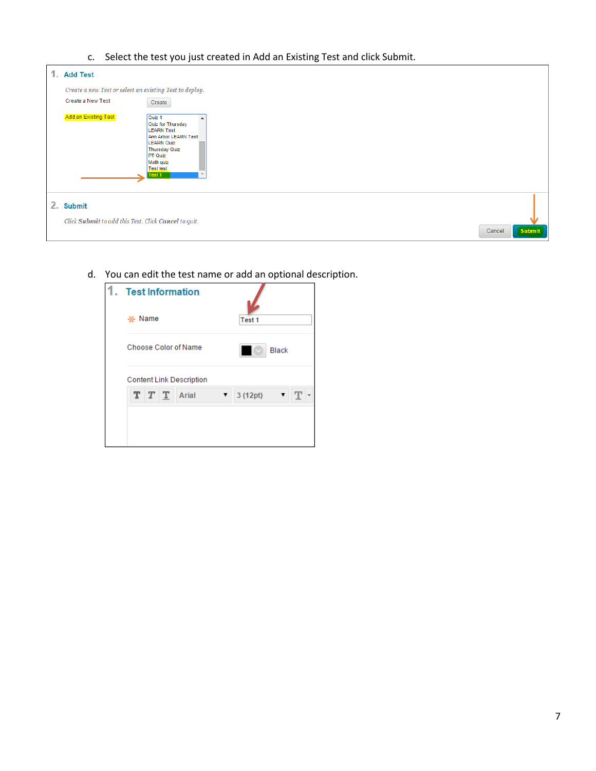c. Select the test you just created in Add an Existing Test and click Submit.

**1. Add Test**

*Create a new Test or select an existing Test to deploy.*

Create a New Test    Create

Add an Existing Test

- Quiz 1
- Quiz for Thursday
- LEARN Test
- Ann Arbor LEARN Test
- LEARN Quiz
- Thursday Quiz
- PT Quiz
- Math quiz
- Test test
- Test 1

**2. Submit**

*Click **Submit** to add this Test. Click **Cancel** to quit.*

Cancel    Submit

d. You can edit the test name or add an optional description.

**1. Test Information**

\* Name    Test 1

Choose Color of Name    Black

Content Link Description

Arial    3 (12pt)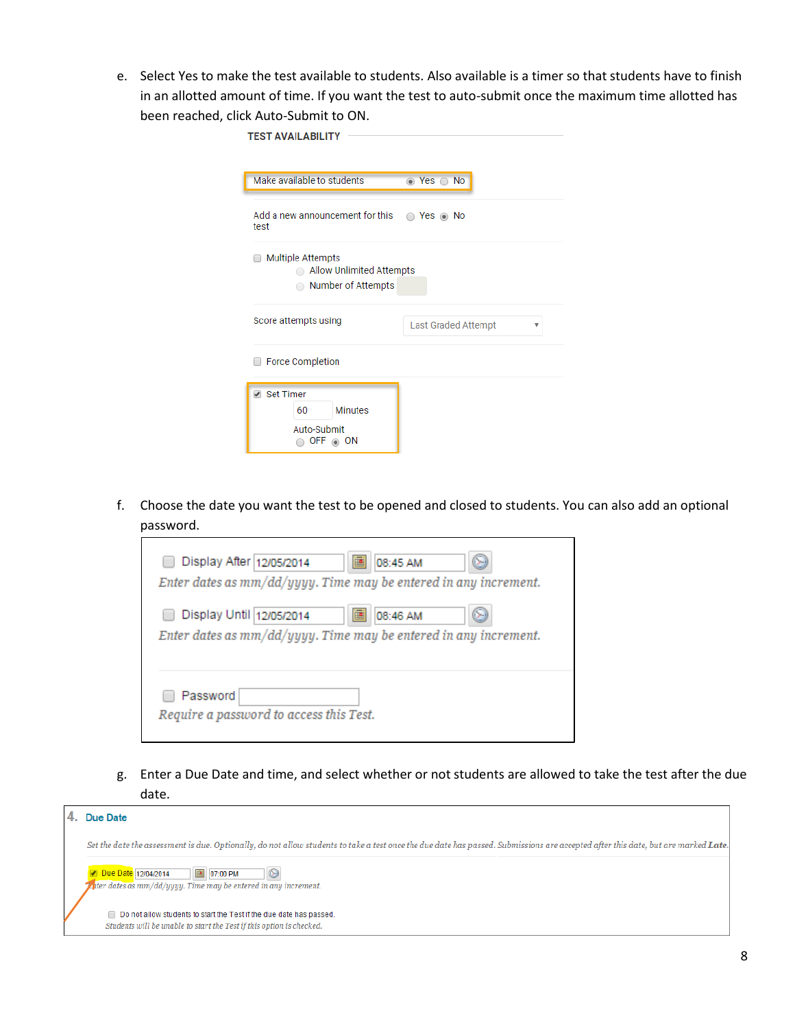e. Select Yes to make the test available to students. Also available is a timer so that students have to finish in an allotted amount of time. If you want the test to auto-submit once the maximum time allotted has been reached, click Auto-Submit to ON.

TEST AVAILABILITY

Make available to students ◉ Yes ○ No

Add a new announcement for this test ○ Yes ◉ No

☐ Multiple Attempts
○ Allow Unlimited Attempts
○ Number of Attempts

Score attempts using: Last Graded Attempt

☐ Force Completion

☑ Set Timer
60 Minutes
Auto-Submit
○ OFF ◉ ON

f. Choose the date you want the test to be opened and closed to students. You can also add an optional password.

☐ Display After 12/05/2014 08:45 AM
*Enter dates as mm/dd/yyyy. Time may be entered in any increment.*

☐ Display Until 12/05/2014 08:46 AM
*Enter dates as mm/dd/yyyy. Time may be entered in any increment.*

☐ Password
*Require a password to access this Test.*

g. Enter a Due Date and time, and select whether or not students are allowed to take the test after the due date.

**4. Due Date**

*Set the date the assessment is due. Optionally, do not allow students to take a test once the due date has passed. Submissions are accepted after this date, but are marked **Late**.*

☑ Due Date 12/04/2014 07:00 PM
*Enter dates as mm/dd/yyyy. Time may be entered in any increment.*

☐ Do not allow students to start the Test if the due date has passed.
*Students will be unable to start the Test if this option is checked.*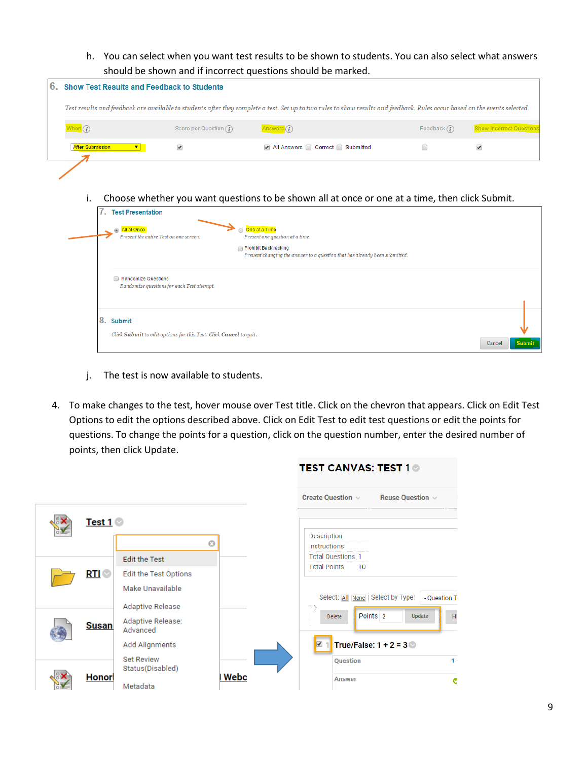h. You can select when you want test results to be shown to students. You can also select what answers should be shown and if incorrect questions should be marked.

6. Show Test Results and Feedback to Students

*Test results and feedback are available to students after they complete a test. Set up to two rules to show results and feedback. Rules occur based on the events selected.*

| When | Score per Question | Answers | Feedback | Show Incorrect Questions |
|---|---|---|---|---|
| After Submission | ☑ | ☑ All Answers ☐ Correct ☐ Submitted | ☐ | ☑ |

i. Choose whether you want questions to be shown all at once or one at a time, then click Submit.

7. Test Presentation

◉ All at Once
*Present the entire Test on one screen.*

○ One at a Time
*Present one question at a time.*

☐ Prohibit Backtracking
*Prevent changing the answer to a question that has already been submitted.*

☐ Randomize Questions
*Randomize questions for each Test attempt.*

8. Submit

*Click **Submit** to edit options for this Test. Click **Cancel** to quit.*

Cancel | Submit

j. The test is now available to students.

4. To make changes to the test, hover mouse over Test title. Click on the chevron that appears. Click on Edit Test Options to edit the options described above. Click on Edit Test to edit test questions or edit the points for questions. To change the points for a question, click on the question number, enter the desired number of points, then click Update.

Test 1

- Edit the Test
- Edit the Test Options
- Make Unavailable
- Adaptive Release
- Adaptive Release: Advanced
- Add Alignments
- Set Review Status(Disabled)
- Metadata

RTI

Susan

Honor

Webc

TEST CANVAS: TEST 1

Create Question | Reuse Question

Description
Instructions
Total Questions 1
Total Points 10

Select: All None Select by Type: - Question T

Delete | Points 2 | Update

☑ 1 True/False: 1 + 2 = 3

Question

Answer